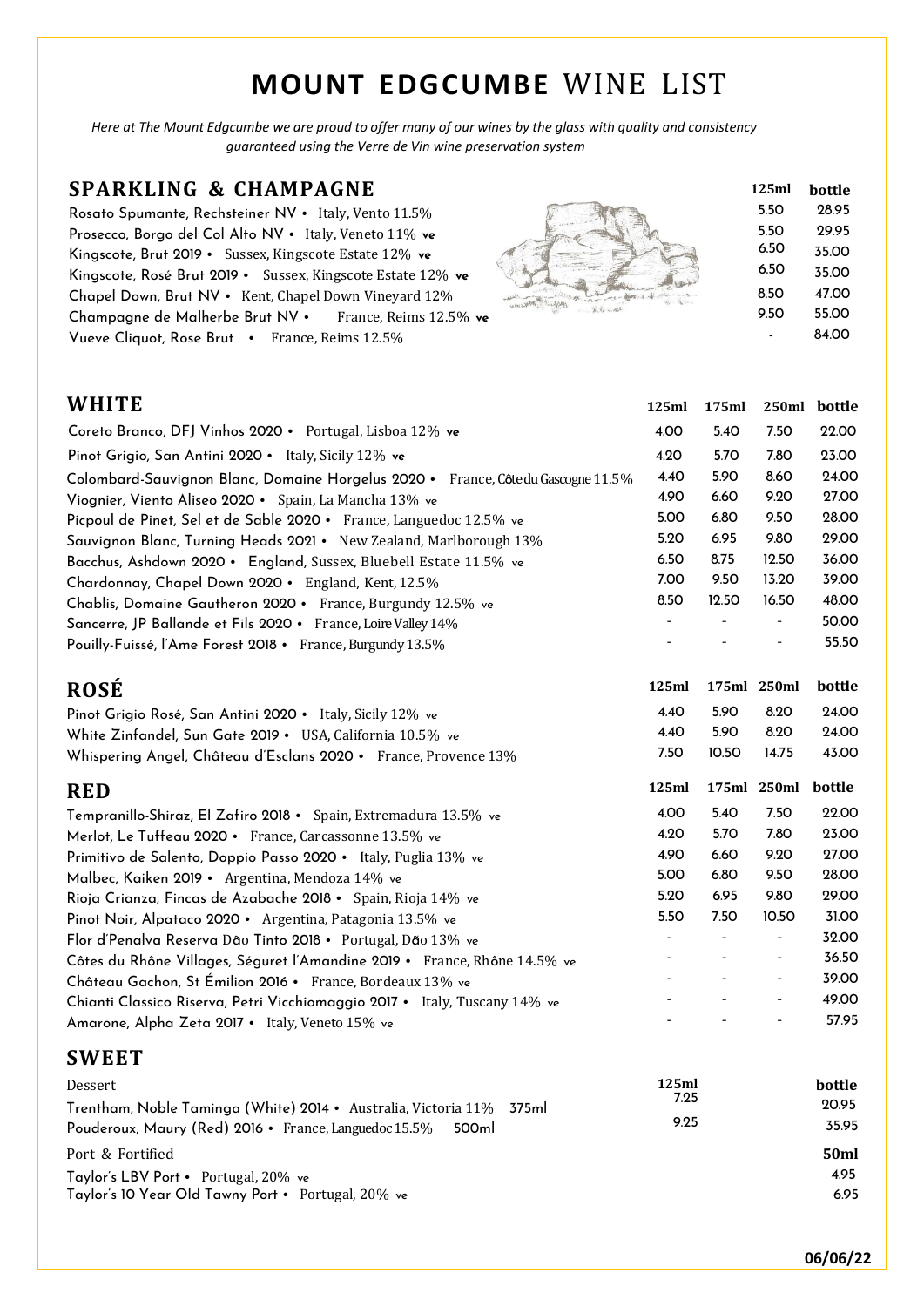# **MOUNT EDGCUMBE** WINE LIST

*Here at The Mount Edgcumbe we are proud to offer many of our wines by the glass with quality and consistency guaranteed using the Verre de Vin wine preservation system*

## SPARKLING & CHAMPAGNE

| | 125ml | bottle |
|---|---|---|
| Rosato Spumante, Rechsteiner NV • Italy, Vento 11.5% | 5.50 | 28.95 |
| Prosecco, Borgo del Col Alto NV • Italy, Veneto 11% **ve** | 5.50 | 29.95 |
| Kingscote, Brut 2019 • Sussex, Kingscote Estate 12% **ve** | 6.50 | 35.00 |
| Kingscote, Rosé Brut 2019 • Sussex, Kingscote Estate 12% **ve** | 6.50 | 35.00 |
| Chapel Down, Brut NV • Kent, Chapel Down Vineyard 12% | 8.50 | 47.00 |
| Champagne de Malherbe Brut NV • France, Reims 12.5% **ve** | 9.50 | 55.00 |
| Vueve Cliquot, Rose Brut • France, Reims 12.5% | - | 84.00 |

## WHITE

| | 125ml | 175ml | 250ml | bottle |
|---|---|---|---|---|
| Coreto Branco, DFJ Vinhos 2020 • Portugal, Lisboa 12% **ve** | 4.00 | 5.40 | 7.50 | 22.00 |
| Pinot Grigio, San Antini 2020 • Italy, Sicily 12% **ve** | 4.20 | 5.70 | 7.80 | 23.00 |
| Colombard-Sauvignon Blanc, Domaine Horgelus 2020 • France, Côte du Gascogne 11.5% | 4.40 | 5.90 | 8.60 | 24.00 |
| Viognier, Viento Aliseo 2020 • Spain, La Mancha 13% ve | 4.90 | 6.60 | 9.20 | 27.00 |
| Picpoul de Pinet, Sel et de Sable 2020 • France, Languedoc 12.5% ve | 5.00 | 6.80 | 9.50 | 28.00 |
| Sauvignon Blanc, Turning Heads 2021 • New Zealand, Marlborough 13% | 5.20 | 6.95 | 9.80 | 29.00 |
| Bacchus, Ashdown 2020 • England, Sussex, Bluebell Estate 11.5% ve | 6.50 | 8.75 | 12.50 | 36.00 |
| Chardonnay, Chapel Down 2020 • England, Kent, 12.5% | 7.00 | 9.50 | 13.20 | 39.00 |
| Chablis, Domaine Gautheron 2020 • France, Burgundy 12.5% ve | 8.50 | 12.50 | 16.50 | 48.00 |
| Sancerre, JP Ballande et Fils 2020 • France, Loire Valley 14% | - | - | - | 50.00 |
| Pouilly-Fuissé, l'Ame Forest 2018 • France, Burgundy 13.5% | - | - | - | 55.50 |

## ROSÉ

| | 125ml | 175ml | 250ml | bottle |
|---|---|---|---|---|
| Pinot Grigio Rosé, San Antini 2020 • Italy, Sicily 12% ve | 4.40 | 5.90 | 8.20 | 24.00 |
| White Zinfandel, Sun Gate 2019 • USA, California 10.5% ve | 4.40 | 5.90 | 8.20 | 24.00 |
| Whispering Angel, Château d'Esclans 2020 • France, Provence 13% | 7.50 | 10.50 | 14.75 | 43.00 |

## RED

| | 125ml | 175ml | 250ml | bottle |
|---|---|---|---|---|
| Tempranillo-Shiraz, El Zafiro 2018 • Spain, Extremadura 13.5% ve | 4.00 | 5.40 | 7.50 | 22.00 |
| Merlot, Le Tuffeau 2020 • France, Carcassonne 13.5% ve | 4.20 | 5.70 | 7.80 | 23.00 |
| Primitivo de Salento, Doppio Passo 2020 • Italy, Puglia 13% ve | 4.90 | 6.60 | 9.20 | 27.00 |
| Malbec, Kaiken 2019 • Argentina, Mendoza 14% ve | 5.00 | 6.80 | 9.50 | 28.00 |
| Rioja Crianza, Fincas de Azabache 2018 • Spain, Rioja 14% ve | 5.20 | 6.95 | 9.80 | 29.00 |
| Pinot Noir, Alpataco 2020 • Argentina, Patagonia 13.5% ve | 5.50 | 7.50 | 10.50 | 31.00 |
| Flor d'Penalva Reserva Dão Tinto 2018 • Portugal, Dão 13% ve | - | - | - | 32.00 |
| Côtes du Rhône Villages, Séguret l'Amandine 2019 • France, Rhône 14.5% ve | - | - | - | 36.50 |
| Château Gachon, St Émilion 2016 • France, Bordeaux 13% ve | - | - | - | 39.00 |
| Chianti Classico Riserva, Petri Vicchiomaggio 2017 • Italy, Tuscany 14% ve | - | - | - | 49.00 |
| Amarone, Alpha Zeta 2017 • Italy, Veneto 15% ve | - | - | - | 57.95 |

## SWEET

| Dessert | 125ml | bottle |
|---|---|---|
| Trentham, Noble Taminga (White) 2014 • Australia, Victoria 11% 375ml | 7.25 | 20.95 |
| Pouderoux, Maury (Red) 2016 • France, Languedoc 15.5% 500ml | 9.25 | 35.95 |

| Port & Fortified | 50ml |
|---|---|
| Taylor's LBV Port • Portugal, 20% ve | 4.95 |
| Taylor's 10 Year Old Tawny Port • Portugal, 20% ve | 6.95 |

**06/06/22**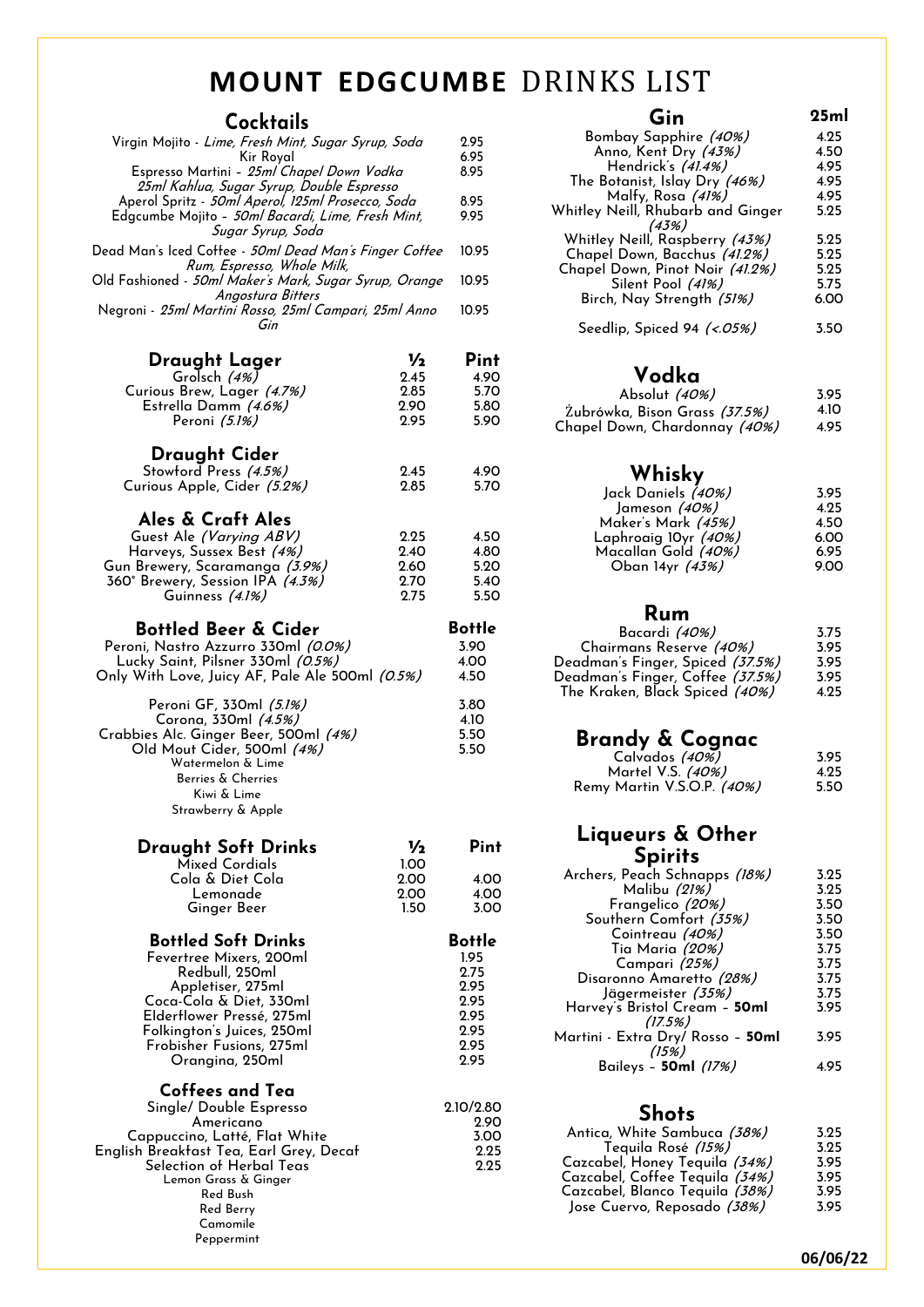# **MOUNT EDGCUMBE** DRINKS LIST

## Cocktails

| | |
|---|---|
| Virgin Mojito - *Lime, Fresh Mint, Sugar Syrup, Soda* | 2.95 |
| Kir Royal | 6.95 |
| Espresso Martini – *25ml Chapel Down Vodka 25ml Kahlua, Sugar Syrup, Double Espresso* | 8.95 |
| Aperol Spritz - *50ml Aperol, 125ml Prosecco, Soda* | 8.95 |
| Edgcumbe Mojito – *50ml Bacardi, Lime, Fresh Mint, Sugar Syrup, Soda* | 9.95 |
| Dead Man's Iced Coffee - *50ml Dead Man's Finger Coffee Rum, Espresso, Whole Milk,* | 10.95 |
| Old Fashioned - *50ml Maker's Mark, Sugar Syrup, Orange Angostura Bitters* | 10.95 |
| Negroni - *25ml Martini Rosso, 25ml Campari, 25ml Anno Gin* | 10.95 |

## Draught Lager

| | ½ | Pint |
|---|---|---|
| Grolsch *(4%)* | 2.45 | 4.90 |
| Curious Brew, Lager *(4.7%)* | 2.85 | 5.70 |
| Estrella Damm *(4.6%)* | 2.90 | 5.80 |
| Peroni *(5.1%)* | 2.95 | 5.90 |

## Draught Cider

| | ½ | Pint |
|---|---|---|
| Stowford Press *(4.5%)* | 2.45 | 4.90 |
| Curious Apple, Cider *(5.2%)* | 2.85 | 5.70 |

## Ales & Craft Ales

| | ½ | Pint |
|---|---|---|
| Guest Ale *(Varying ABV)* | 2.25 | 4.50 |
| Harveys, Sussex Best *(4%)* | 2.40 | 4.80 |
| Gun Brewery, Scaramanga *(3.9%)* | 2.60 | 5.20 |
| 360° Brewery, Session IPA *(4.3%)* | 2.70 | 5.40 |
| Guinness *(4.1%)* | 2.75 | 5.50 |

## Bottled Beer & Cider

| | Bottle |
|---|---|
| Peroni, Nastro Azzurro 330ml *(0.0%)* | 3.90 |
| Lucky Saint, Pilsner 330ml *(0.5%)* | 4.00 |
| Only With Love, Juicy AF, Pale Ale 500ml *(0.5%)* | 4.50 |
| Peroni GF, 330ml *(5.1%)* | 3.80 |
| Corona, 330ml *(4.5%)* | 4.10 |
| Crabbies Alc. Ginger Beer, 500ml *(4%)* | 5.50 |
| Old Mout Cider, 500ml *(4%)* | 5.50 |

Watermelon & Lime
Berries & Cherries
Kiwi & Lime
Strawberry & Apple

## Draught Soft Drinks

| | ½ | Pint |
|---|---|---|
| Mixed Cordials | 1.00 | |
| Cola & Diet Cola | 2.00 | 4.00 |
| Lemonade | 2.00 | 4.00 |
| Ginger Beer | 1.50 | 3.00 |

## Bottled Soft Drinks

| | Bottle |
|---|---|
| Fevertree Mixers, 200ml | 1.95 |
| Redbull, 250ml | 2.75 |
| Appletiser, 275ml | 2.95 |
| Coca-Cola & Diet, 330ml | 2.95 |
| Elderflower Pressé, 275ml | 2.95 |
| Folkington's Juices, 250ml | 2.95 |
| Frobisher Fusions, 275ml | 2.95 |
| Orangina, 250ml | 2.95 |

## Coffees and Tea

| | |
|---|---|
| Single/ Double Espresso | 2.10/2.80 |
| Americano | 2.90 |
| Cappuccino, Latté, Flat White | 3.00 |
| English Breakfast Tea, Earl Grey, Decaf | 2.25 |
| Selection of Herbal Teas | 2.25 |

Lemon Grass & Ginger
Red Bush
Red Berry
Camomile
Peppermint

## Gin

| | 25ml |
|---|---|
| Bombay Sapphire *(40%)* | 4.25 |
| Anno, Kent Dry *(43%)* | 4.50 |
| Hendrick's *(41.4%)* | 4.95 |
| The Botanist, Islay Dry *(46%)* | 4.95 |
| Malfy, Rosa *(41%)* | 4.95 |
| Whitley Neill, Rhubarb and Ginger *(43%)* | 5.25 |
| Whitley Neill, Raspberry *(43%)* | 5.25 |
| Chapel Down, Bacchus *(41.2%)* | 5.25 |
| Chapel Down, Pinot Noir *(41.2%)* | 5.25 |
| Silent Pool *(41%)* | 5.75 |
| Birch, Nay Strength *(51%)* | 6.00 |
| Seedlip, Spiced 94 *(<.05%)* | 3.50 |

## Vodka

| | |
|---|---|
| Absolut *(40%)* | 3.95 |
| Żubrówka, Bison Grass *(37.5%)* | 4.10 |
| Chapel Down, Chardonnay *(40%)* | 4.95 |

## Whisky

| | |
|---|---|
| Jack Daniels *(40%)* | 3.95 |
| Jameson *(40%)* | 4.25 |
| Maker's Mark *(45%)* | 4.50 |
| Laphroaig 10yr *(40%)* | 6.00 |
| Macallan Gold *(40%)* | 6.95 |
| Oban 14yr *(43%)* | 9.00 |

## Rum

| | |
|---|---|
| Bacardi *(40%)* | 3.75 |
| Chairmans Reserve *(40%)* | 3.95 |
| Deadman's Finger, Spiced *(37.5%)* | 3.95 |
| Deadman's Finger, Coffee *(37.5%)* | 3.95 |
| The Kraken, Black Spiced *(40%)* | 4.25 |

## Brandy & Cognac

| | |
|---|---|
| Calvados *(40%)* | 3.95 |
| Martel V.S. *(40%)* | 4.25 |
| Remy Martin V.S.O.P. *(40%)* | 5.50 |

## Liqueurs & Other Spirits

| | |
|---|---|
| Archers, Peach Schnapps *(18%)* | 3.25 |
| Malibu *(21%)* | 3.25 |
| Frangelico *(20%)* | 3.50 |
| Southern Comfort *(35%)* | 3.50 |
| Cointreau *(40%)* | 3.50 |
| Tia Maria *(20%)* | 3.75 |
| Campari *(25%)* | 3.75 |
| Disaronno Amaretto *(28%)* | 3.75 |
| Jägermeister *(35%)* | 3.75 |
| Harvey's Bristol Cream – **50ml** *(17.5%)* | 3.95 |
| Martini - Extra Dry/ Rosso – **50ml** *(15%)* | 3.95 |
| Baileys – **50ml** *(17%)* | 4.95 |

## Shots

| | |
|---|---|
| Antica, White Sambuca *(38%)* | 3.25 |
| Tequila Rosé *(15%)* | 3.25 |
| Cazcabel, Honey Tequila *(34%)* | 3.95 |
| Cazcabel, Coffee Tequila *(34%)* | 3.95 |
| Cazcabel, Blanco Tequila *(38%)* | 3.95 |
| Jose Cuervo, Reposado *(38%)* | 3.95 |

**06/06/22**